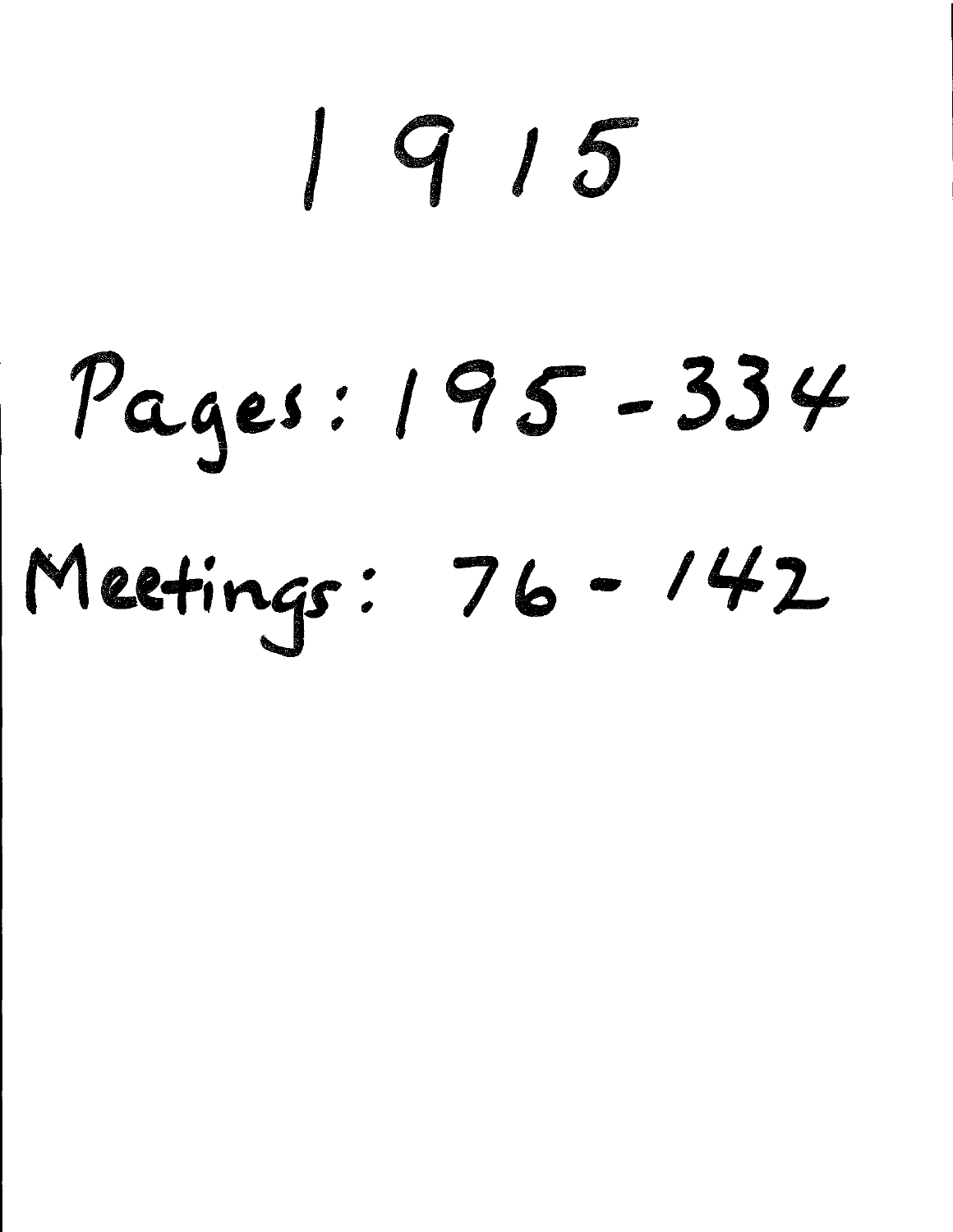# 1915

## Pages: 195 - 334

## Meetings: 76 - 142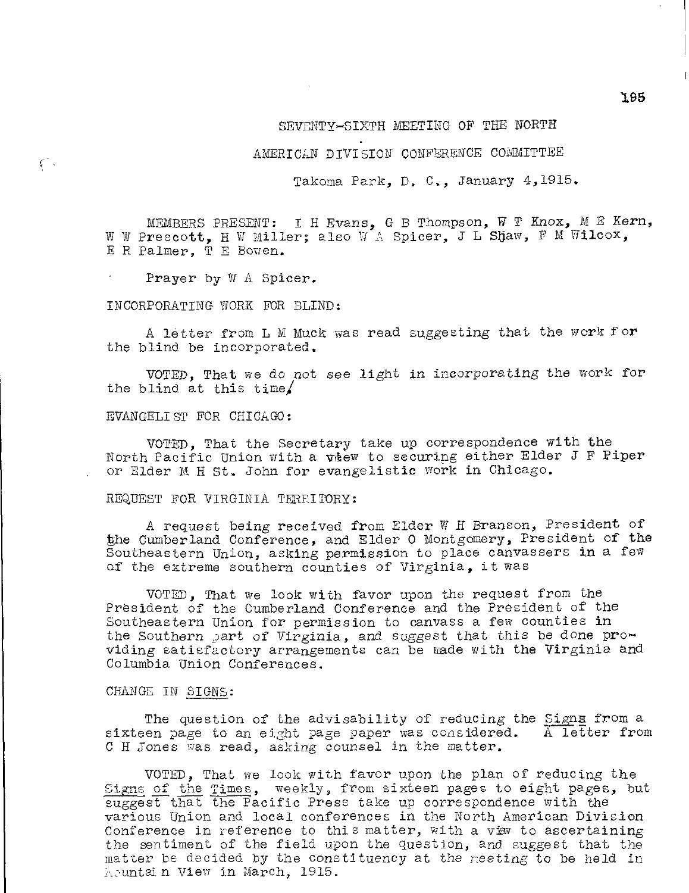# SEVENTY-SIXTH MEETING OF THE NORTH AMERICAN DIVISION CONFERENCE COMMITTEE

Takoma Park, D. C., January 4,1915.

MEMBERS PRESENT: I H Evans, G B Thompson, W T Knox, M E Kern, W W Prescott, H W Miller; also W A Spicer, J L Shaw, F M Wilcox, E R Palmer, T E Bowen.

Prayer by W A Spicer.

INCORPORATING WORK FOR BLIND:

A letter from L M Muck was read suggesting that the work for the blind be incorporated.

VOTED, That we do not see light in incorporating the work for the blind at this time.

EVANGELIST FOR CHICAGO:

VOTED, That the Secretary take up correspondence with the North Pacific Union with a view to securing either Elder J F Piper or Elder M H St. John for evangelistic work in Chicago.

REQUEST FOR VIRGINIA TERRITORY:

A request being received from Elder W H Branson, President of the Cumberland Conference, and Elder O Montgomery, President of the Southeastern Union, asking permission to place canvassers in a few of the extreme southern counties of Virginia, it was

VOTED, That we look with favor upon the request from the President of the Cumberland Conference and the President of the Southeastern Union for permission to canvass a few counties in the Southern part of Virginia, and suggest that this be done providing satisfactory arrangements can be made with the Virginia and Columbia Union Conferences.

CHANGE IN SIGNS:

The question of the advisability of reducing the Signs from a sixteen page to an eight page paper was considered. A letter from C H Jones was read, asking counsel in the matter.

VOTED, That we look with favor upon the plan of reducing the Signs of the Times, weekly, from sixteen pages to eight pages, but suggest that the Pacific Press take up correspondence with the various Union and local conferences in the North American Division Conference in reference to this matter, with a view to ascertaining the sentiment of the field upon the question, and suggest that the matter be decided by the constituency at the meeting to be held in Mountain View in March, 1915.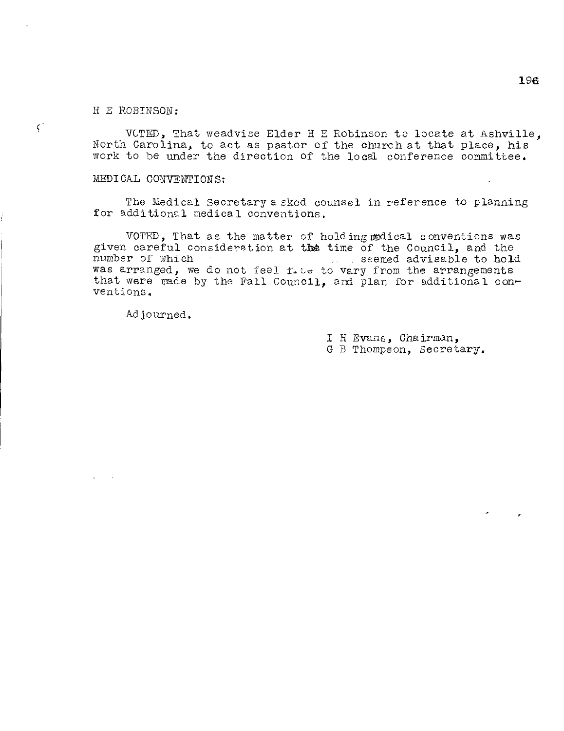H E ROBINSON:

VOTED, That weadvise Elder H E Robinson to locate at Ashville, North Carolina, to act as pastor of the church at that place, his work to be under the direction of the local conference committee.

MEDICAL CONVENTIONS:

The Medical Secretary asked counsel in reference to planning for additional medical conventions.

VOTED, That as the matter of holding medical conventions was given careful consideration at the time of the Council, and the number of which seemed advisable to hold was arranged, we do not feel free to vary from the arrangements that were made by the Fall Council, and plan for additional conventions.

Adjourned.

I H Evans, Chairman,
G B Thompson, Secretary.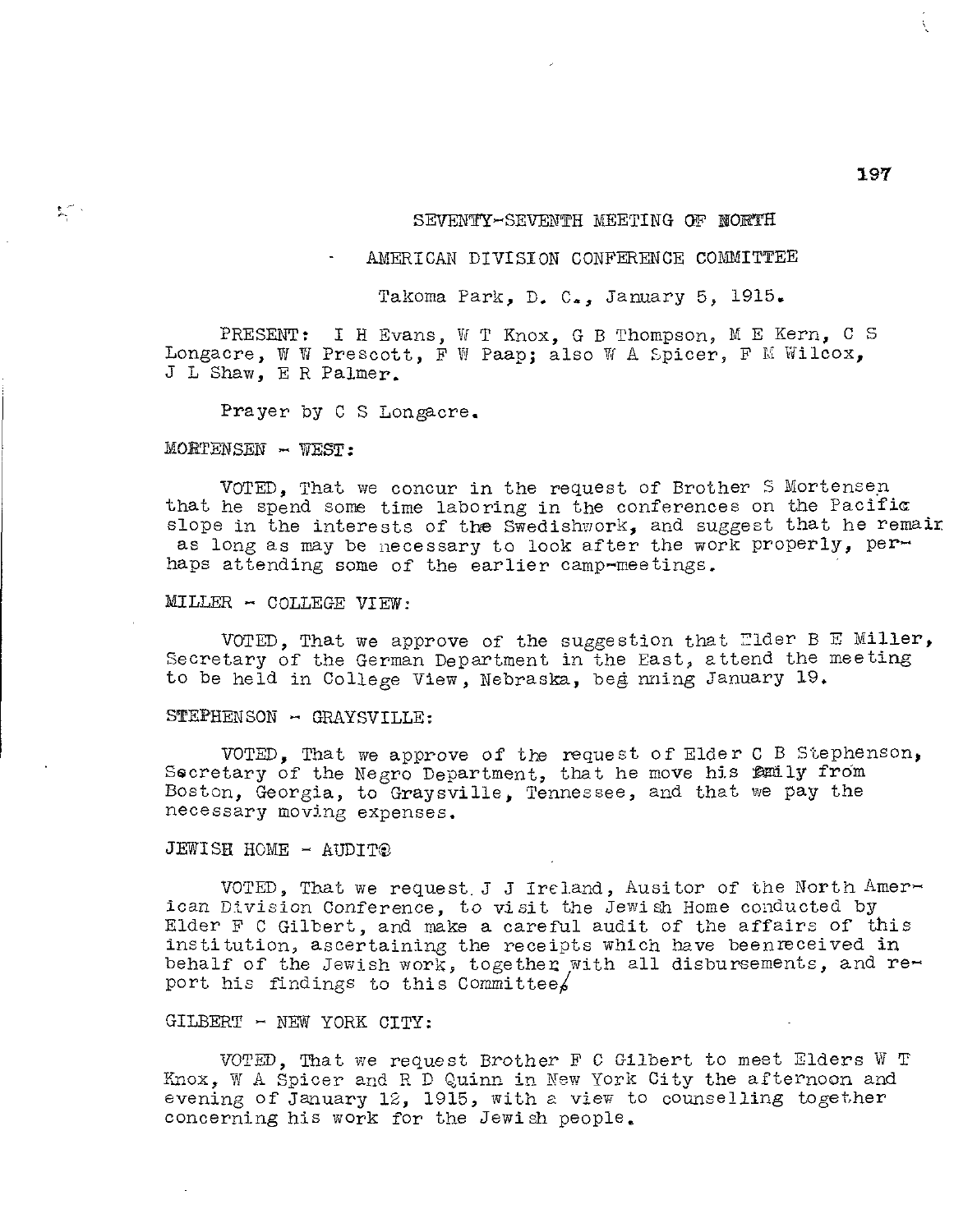SEVENTY-SEVENTH MEETING OF NORTH

AMERICAN DIVISION CONFERENCE COMMITTEE

Takoma Park, D. C., January 5, 1915.

PRESENT: I H Evans, W T Knox, G B Thompson, M E Kern, C S Longacre, W W Prescott, F W Paap; also W A Spicer, F M Wilcox, J L Shaw, E R Palmer.

Prayer by C S Longacre.

MORTENSEN - WEST:

VOTED, That we concur in the request of Brother S Mortensen that he spend some time laboring in the conferences on the Pacific slope in the interests of the Swedishwork, and suggest that he remain as long as may be necessary to look after the work properly, perhaps attending some of the earlier camp-meetings.

MILLER - COLLEGE VIEW:

VOTED, That we approve of the suggestion that Elder B E Miller, Secretary of the German Department in the East, attend the meeting to be held in College View, Nebraska, beginning January 19.

STEPHENSON - GRAYSVILLE:

VOTED, That we approve of the request of Elder C B Stephenson, Secretary of the Negro Department, that he move his family from Boston, Georgia, to Graysville, Tennessee, and that we pay the necessary moving expenses.

JEWISH HOME - AUDIT:

VOTED, That we request J J Ireland, Ausitor of the North American Division Conference, to visit the Jewish Home conducted by Elder F C Gilbert, and make a careful audit of the affairs of this institution, ascertaining the receipts which have beenreceived in behalf of the Jewish work, together with all disbursements, and report his findings to this Committee.

GILBERT - NEW YORK CITY:

VOTED, That we request Brother F C Gilbert to meet Elders W T Knox, W A Spicer and R D Quinn in New York City the afternoon and evening of January 12, 1915, with a view to counselling together concerning his work for the Jewish people.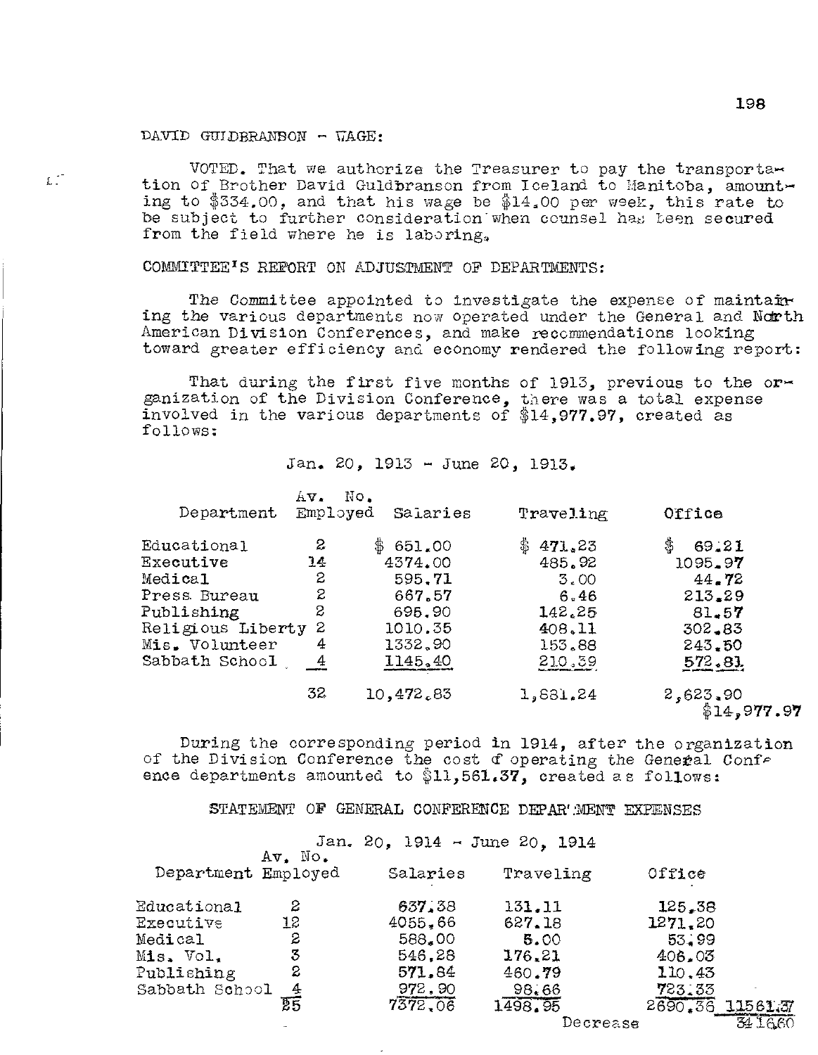DAVID GULDBRANSON - WAGE:

VOTED. That we authorize the Treasurer to pay the transportation of Brother David Guldbranson from Iceland to Manitoba, amounting to $334.00, and that his wage be $14.00 per week, this rate to be subject to further consideration when counsel has been secured from the field where he is laboring.

COMMITTEE'S REPORT ON ADJUSTMENT OF DEPARTMENTS:

The Committee appointed to investigate the expense of maintaining the various departments now operated under the General and North American Division Conferences, and make recommendations looking toward greater efficiency and economy rendered the following report:

That during the first five months of 1913, previous to the organization of the Division Conference, there was a total expense involved in the various departments of $14,977.97, created as follows:

Jan. 20, 1913 - June 20, 1913.

| Department | Av. No. Employed | Salaries | Traveling | Office |
|---|---|---|---|---|
| Educational | 2 | $ 651.00 | $ 471.23 | $ 69.21 |
| Executive | 14 | 4374.00 | 485.92 | 1095.97 |
| Medical | 2 | 595.71 | 3.00 | 44.72 |
| Press Bureau | 2 | 667.57 | 6.46 | 213.29 |
| Publishing | 2 | 695.90 | 142.25 | 81.57 |
| Religious Liberty | 2 | 1010.35 | 408.11 | 302.83 |
| Mis. Volunteer | 4 | 1332.90 | 153.88 | 243.50 |
| Sabbath School | 4 | 1145.40 | 210.39 | 572.81 |
| | 32 | 10,472.83 | 1,881.24 | 2,623.90 |
| | | | | $14,977.97 |

During the corresponding period in 1914, after the organization of the Division Conference the cost of operating the General Conference departments amounted to $11,561.37, created as follows:

STATEMENT OF GENERAL CONFERENCE DEPARTMENT EXPENSES

Jan. 20, 1914 - June 20, 1914

| Department | Av. No. Employed | Salaries | Traveling | Office | |
|---|---|---|---|---|---|
| Educational | 2 | 637.38 | 131.11 | 125.38 | |
| Executive | 12 | 4055.66 | 627.18 | 1271.20 | |
| Medical | 2 | 588.00 | 5.00 | 53.99 | |
| Mis. Vol. | 3 | 546.28 | 176.21 | 406.03 | |
| Publishing | 2 | 571.84 | 460.79 | 110.43 | |
| Sabbath School | 4 | 972.90 | 98.66 | 723.33 | |
| | 25 | 7372.06 | 1498.95 | 2690.36 | 11561.37 |
| | | | Decrease | | 3416.60 |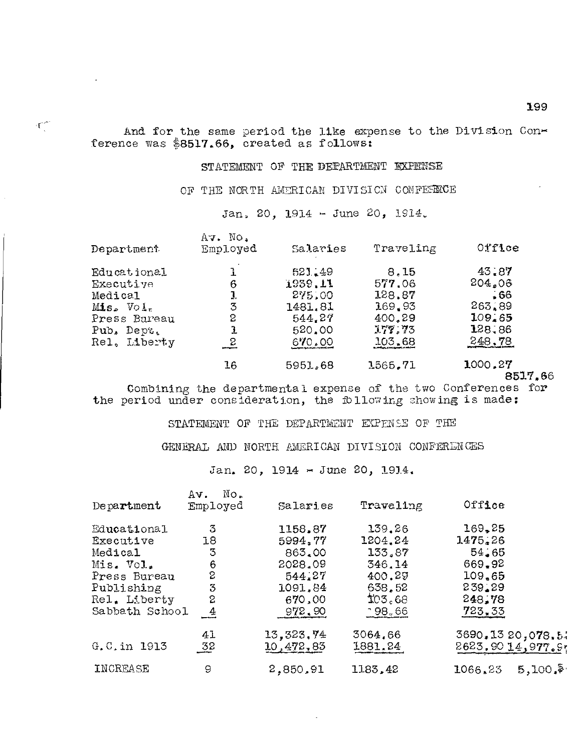And for the same period the like expense to the Division Conference was $8517.66, created as follows:

STATEMENT OF THE DEPARTMENT EXPENSE

OF THE NORTH AMERICAN DIVISION CONFERENCE

Jan. 20, 1914 - June 20, 1914.

| Department | Av. No. Employed | Salaries | Traveling | Office |
|---|---|---|---|---|
| Educational | 1 | 521.49 | 8.15 | 43.87 |
| Executive | 6 | 1939.11 | 577.06 | 204.06 |
| Medical | 1 | 275.00 | 128.87 | .66 |
| Mis. Vol. | 3 | 1481.81 | 169.93 | 263.89 |
| Press Bureau | 2 | 544.27 | 400.29 | 109.65 |
| Pub. Dept. | 1 | 520.00 | 177.73 | 128.86 |
| Rel. Liberty | 2 | 670.00 | 103.68 | 248.78 |
| | 16 | 5951.68 | 1565.71 | 1000.27 |
| | | | | 8517.66 |

Combining the departmental expense of the two Conferences for the period under consideration, the following showing is made:

STATEMENT OF THE DEPARTMENT EXPENSE OF THE

GENERAL AND NORTH AMERICAN DIVISION CONFERENCES

Jan. 20, 1914 - June 20, 1914.

| Department | Av. No. Employed | Salaries | Traveling | Office | |
|---|---|---|---|---|---|
| Educational | 3 | 1158.87 | 139.26 | 169.25 | |
| Executive | 18 | 5994.77 | 1204.24 | 1475.26 | |
| Medical | 3 | 863.00 | 133.87 | 54.65 | |
| Mis. Vol. | 6 | 2028.09 | 346.14 | 669.92 | |
| Press Bureau | 2 | 544.27 | 400.29 | 109.65 | |
| Publishing | 3 | 1091.84 | 638.52 | 239.29 | |
| Rel. Liberty | 2 | 670.00 | 103.68 | 248.78 | |
| Sabbath School | 4 | 972.90 | 98.66 | 723.33 | |
| | 41 | 13,323.74 | 3064.66 | 3690.13 | 20,078.5 |
| G.C. in 1913 | 32 | 10,472.83 | 1881.24 | 2623.90 | 14,977.9 |
| INCREASE | 9 | 2,850.91 | 1183.42 | 1066.23 | 5,100.5 |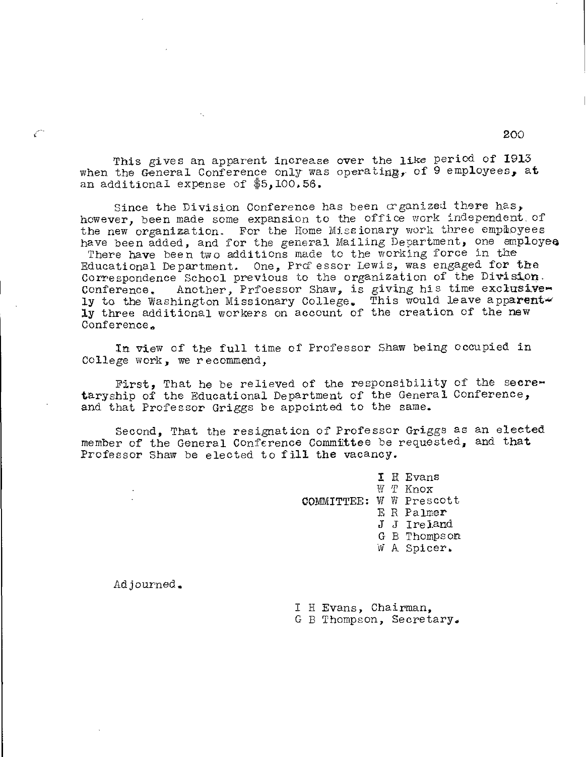This gives an apparent increase over the like period of 1913 when the General Conference only was operating, of 9 employees, at an additional expense of $5,100.56.

Since the Division Conference has been organized there has, however, been made some expansion to the office work independent of the new organization. For the Home Missionary work three employees have been added, and for the general Mailing Department, one employee There have been two additions made to the working force in the Educational Department. One, Professor Lewis, was engaged for the Correspondence School previous to the organization of the Division Conference. Another, Prfoessor Shaw, is giving his time exclusively to the Washington Missionary College. This would leave apparently three additional workers on account of the creation of the new Conference.

In view of the full time of Professor Shaw being occupied in College work, we recommend,

First, That he be relieved of the responsibility of the secretaryship of the Educational Department of the General Conference, and that Professor Griggs be appointed to the same.

Second, That the resignation of Professor Griggs as an elected member of the General Conference Committee be requested, and that Professor Shaw be elected to fill the vacancy.

I H Evans
W T Knox
COMMITTEE: W W Prescott
E R Palmer
J J Ireland
G B Thompson
W A Spicer.

Adjourned.

I H Evans, Chairman,
G B Thompson, Secretary.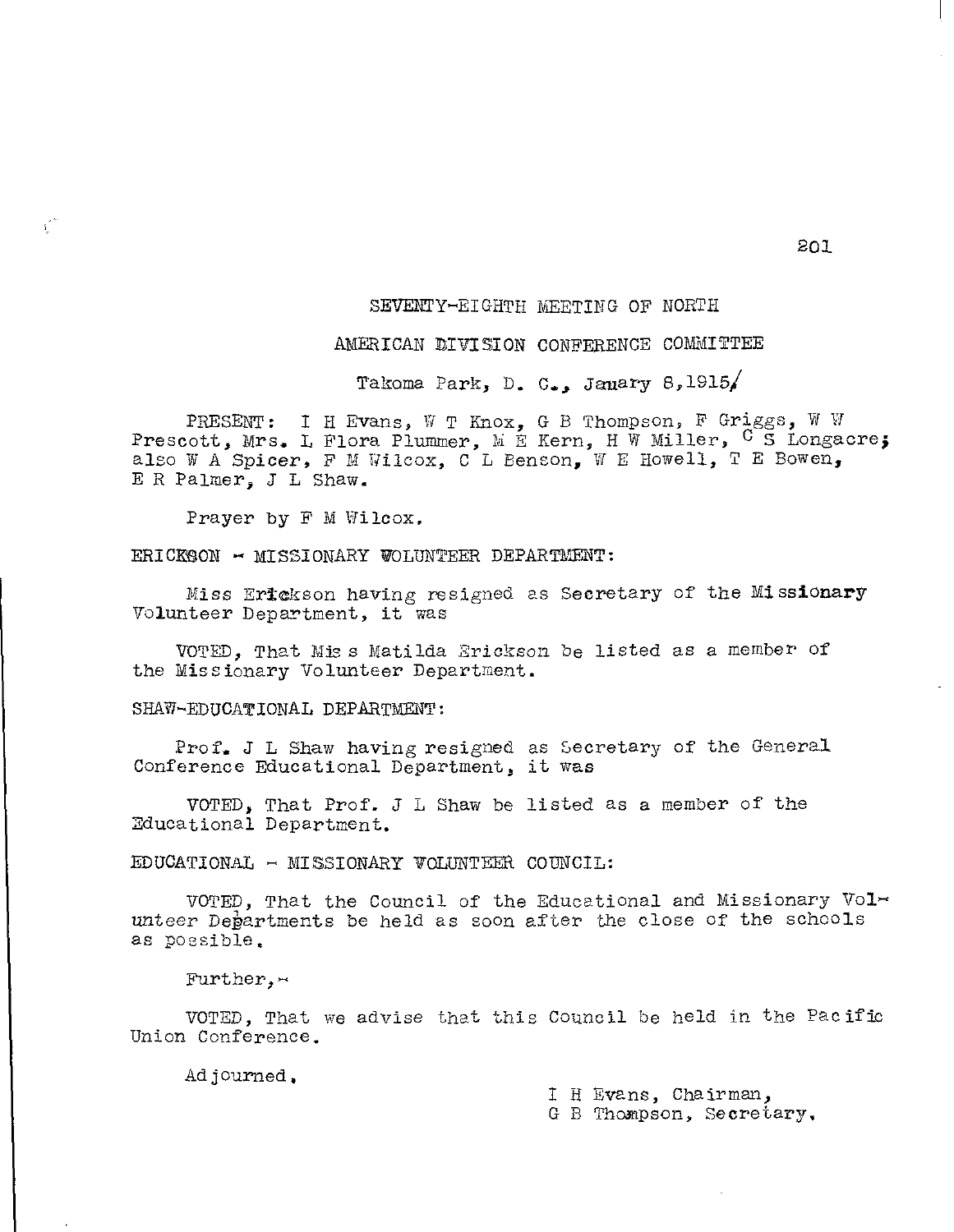SEVENTY-EIGHTH MEETING OF NORTH

AMERICAN DIVISION CONFERENCE COMMITTEE

Takoma Park, D. C., Janary 8,1915

PRESENT: I H Evans, W T Knox, G B Thompson, F Griggs, W W Prescott, Mrs. L Flora Plummer, M E Kern, H W Miller, C S Longacre; also W A Spicer, F M Wilcox, C L Benson, W E Howell, T E Bowen, E R Palmer, J L Shaw.

Prayer by F M Wilcox.

ERICKSON - MISSIONARY VOLUNTEER DEPARTMENT:

Miss Erickson having resigned as Secretary of the Missionary Volunteer Department, it was

VOTED, That Miss Matilda Erickson be listed as a member of the Missionary Volunteer Department.

SHAW-EDUCATIONAL DEPARTMENT:

Prof. J L Shaw having resigned as Secretary of the General Conference Educational Department, it was

VOTED, That Prof. J L Shaw be listed as a member of the Educational Department.

EDUCATIONAL - MISSIONARY VOLUNTEER COUNCIL:

VOTED, That the Council of the Educational and Missionary Volunteer Departments be held as soon after the close of the schools as possible.

Further,-

VOTED, That we advise that this Council be held in the Pacific Union Conference.

Adjourned.

I H Evans, Chairman,
G B Thompson, Secretary.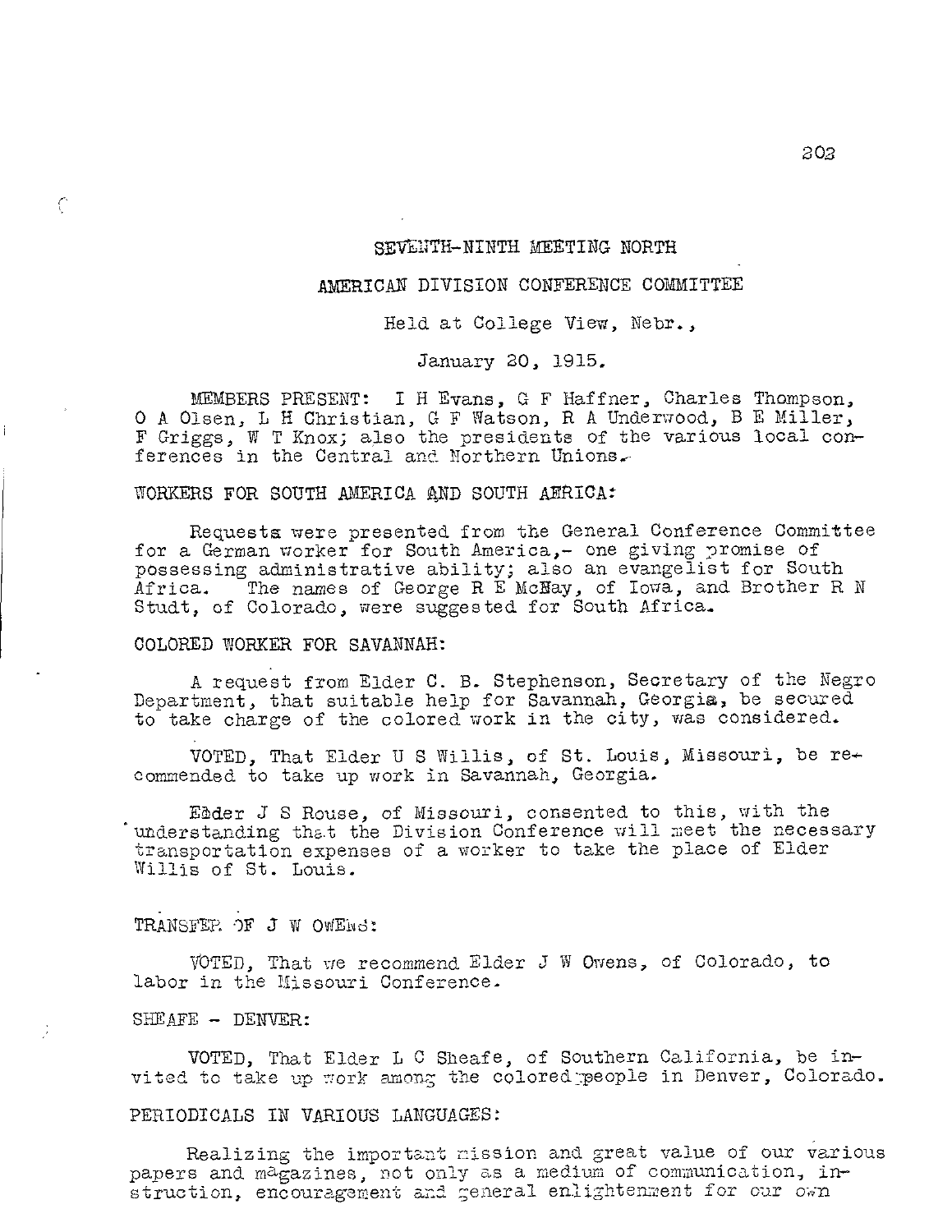## SEVENTH-NINTH MEETING NORTH AMERICAN DIVISION CONFERENCE COMMITTEE

Held at College View, Nebr.,

January 20, 1915.

MEMBERS PRESENT: I H Evans, G F Haffner, Charles Thompson, O A Olsen, L H Christian, G F Watson, R A Underwood, B E Miller, F Griggs, W T Knox; also the presidents of the various local conferences in the Central and Northern Unions.

WORKERS FOR SOUTH AMERICA AND SOUTH AFRICA:

Requests were presented from the General Conference Committee for a German worker for South America,- one giving promise of possessing administrative ability; also an evangelist for South Africa. The names of George R E McNay, of Iowa, and Brother R N Studt, of Colorado, were suggested for South Africa.

COLORED WORKER FOR SAVANNAH:

A request from Elder C. B. Stephenson, Secretary of the Negro Department, that suitable help for Savannah, Georgia, be secured to take charge of the colored work in the city, was considered.

VOTED, That Elder U S Willis, of St. Louis, Missouri, be recommended to take up work in Savannah, Georgia.

Elder J S Rouse, of Missouri, consented to this, with the understanding that the Division Conference will meet the necessary transportation expenses of a worker to take the place of Elder Willis of St. Louis.

TRANSFER OF J W OWENS:

VOTED, That we recommend Elder J W Owens, of Colorado, to labor in the Missouri Conference.

SHEAFE - DENVER:

VOTED, That Elder L C Sheafe, of Southern California, be invited to take up work among the colored people in Denver, Colorado.

PERIODICALS IN VARIOUS LANGUAGES:

Realizing the important mission and great value of our various papers and magazines, not only as a medium of communication, instruction, encouragement and general enlightenment for our own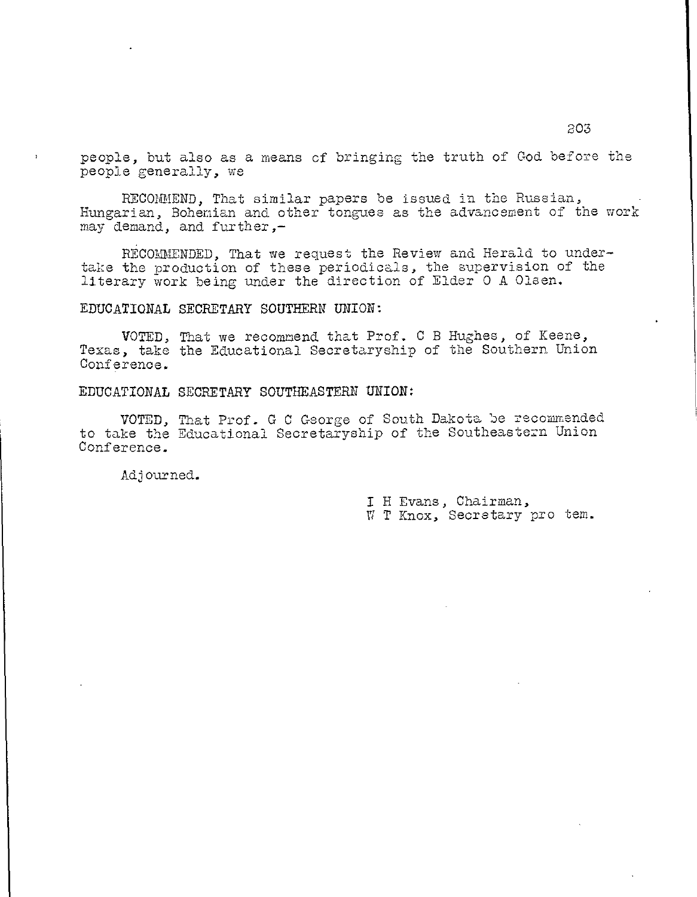people, but also as a means of bringing the truth of God before the people generally, we

RECOMMEND, That similar papers be issued in the Russian, Hungarian, Bohemian and other tongues as the advancement of the work may demand, and further,-

RECOMMENDED, That we request the Review and Herald to undertake the production of these periodicals, the supervision of the literary work being under the direction of Elder O A Olsen.

EDUCATIONAL SECRETARY SOUTHERN UNION:

VOTED, That we recommend that Prof. C B Hughes, of Keene, Texas, take the Educational Secretaryship of the Southern Union Conference.

EDUCATIONAL SECRETARY SOUTHEASTERN UNION:

VOTED, That Prof. G C George of South Dakota be recommended to take the Educational Secretaryship of the Southeastern Union Conference.

Adjourned.

I H Evans, Chairman,
W T Knox, Secretary pro tem.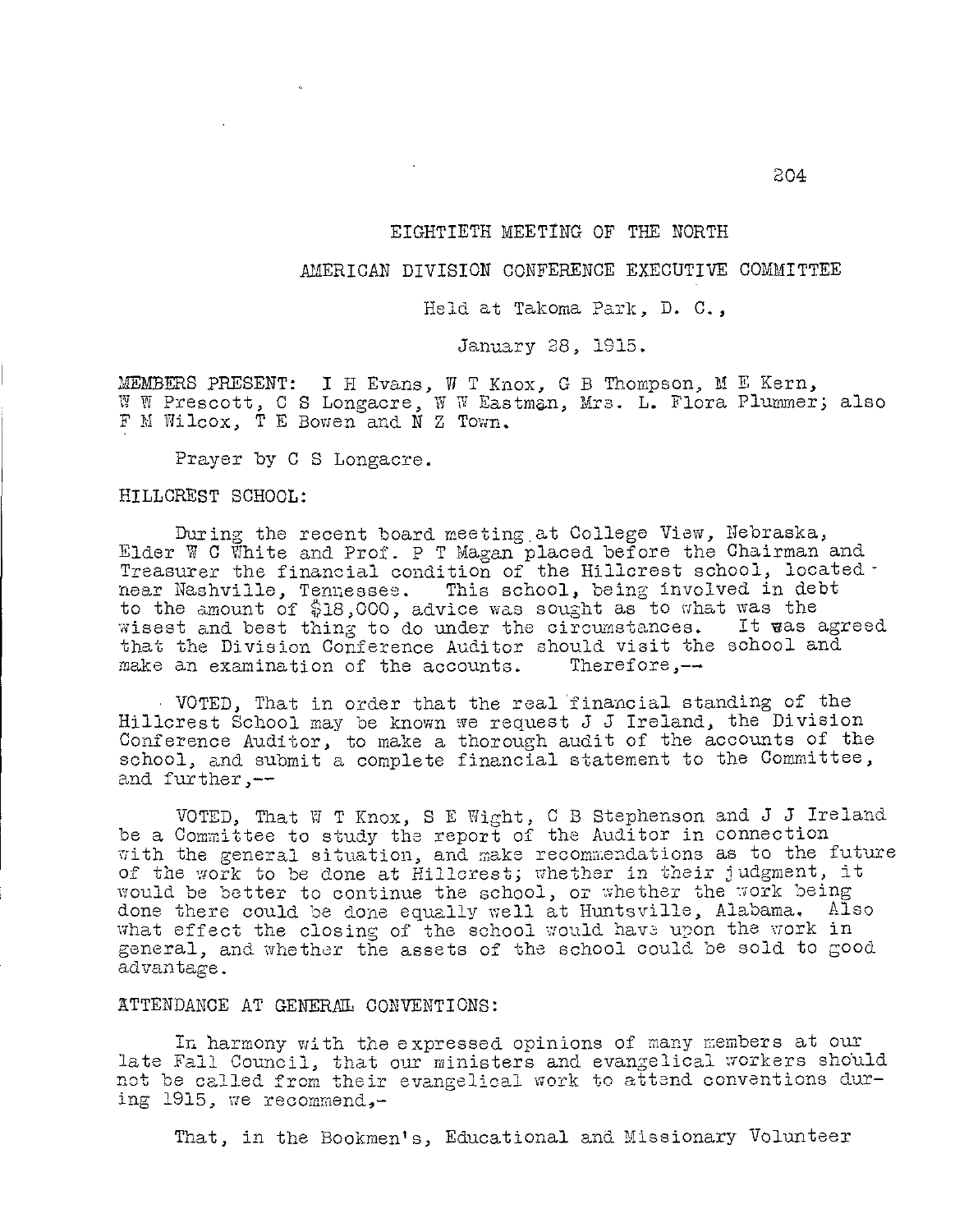# EIGHTIETH MEETING OF THE NORTH AMERICAN DIVISION CONFERENCE EXECUTIVE COMMITTEE

Held at Takoma Park, D. C.,

January 28, 1915.

MEMBERS PRESENT: I H Evans, W T Knox, G B Thompson, M E Kern, W W Prescott, C S Longacre, W W Eastman, Mrs. L. Flora Plummer; also F M Wilcox, T E Bowen and N Z Town.

Prayer by C S Longacre.

HILLCREST SCHOOL:

During the recent board meeting at College View, Nebraska, Elder W C White and Prof. P T Magan placed before the Chairman and Treasurer the financial condition of the Hillcrest school, located near Nashville, Tennessee. This school, being involved in debt to the amount of $18,000, advice was sought as to what was the wisest and best thing to do under the circumstances. It was agreed that the Division Conference Auditor should visit the school and make an examination of the accounts. Therefore,--

VOTED, That in order that the real financial standing of the Hillcrest School may be known we request J J Ireland, the Division Conference Auditor, to make a thorough audit of the accounts of the school, and submit a complete financial statement to the Committee, and further,--

VOTED, That W T Knox, S E Wight, C B Stephenson and J J Ireland be a Committee to study the report of the Auditor in connection with the general situation, and make recommendations as to the future of the work to be done at Hillcrest; whether in their judgment, it would be better to continue the school, or whether the work being done there could be done equally well at Huntsville, Alabama. Also what effect the closing of the school would have upon the work in general, and whether the assets of the school could be sold to good advantage.

ATTENDANCE AT GENERAL CONVENTIONS:

In harmony with the expressed opinions of many members at our late Fall Council, that our ministers and evangelical workers should not be called from their evangelical work to attend conventions during 1915, we recommend,-

That, in the Bookmen's, Educational and Missionary Volunteer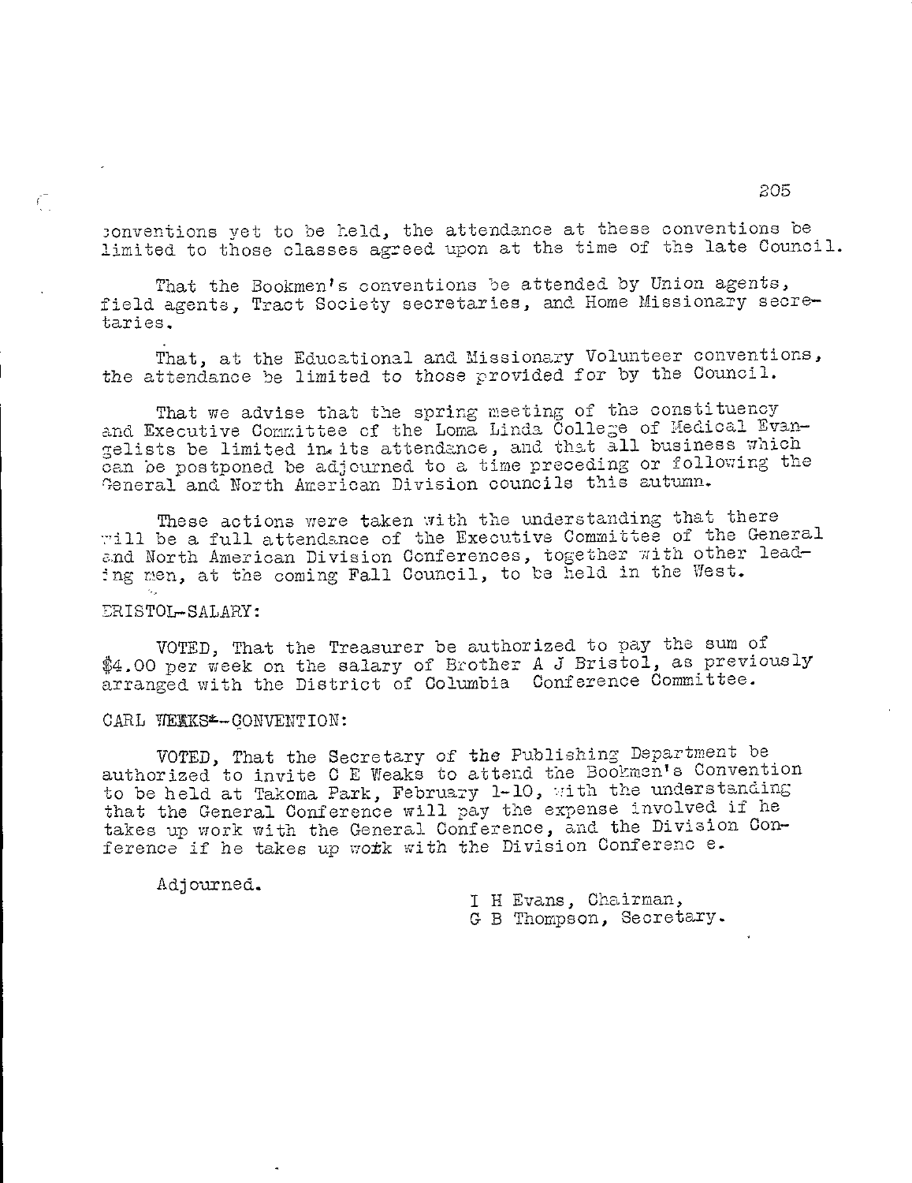conventions yet to be held, the attendance at these conventions be limited to those classes agreed upon at the time of the late Council.

That the Bookmen's conventions be attended by Union agents, field agents, Tract Society secretaries, and Home Missionary secretaries.

That, at the Educational and Missionary Volunteer conventions, the attendance be limited to those provided for by the Council.

That we advise that the spring meeting of the constituency and Executive Committee of the Loma Linda College of Medical Evangelists be limited in its attendance, and that all business which can be postponed be adjourned to a time preceding or following the General and North American Division councils this autumn.

These actions were taken with the understanding that there will be a full attendance of the Executive Committee of the General and North American Division Conferences, together with other leading men, at the coming Fall Council, to be held in the West.

BRISTOL-SALARY:

VOTED, That the Treasurer be authorized to pay the sum of $4.00 per week on the salary of Brother A J Bristol, as previously arranged with the District of Columbia Conference Committee.

CARL WEAKS--CONVENTION:

VOTED, That the Secretary of the Publishing Department be authorized to invite C E Weaks to attend the Bookmen's Convention to be held at Takoma Park, February 1-10, with the understanding that the General Conference will pay the expense involved if he takes up work with the General Conference, and the Division Conference if he takes up work with the Division Conference.

Adjourned.

I H Evans, Chairman,
G B Thompson, Secretary.